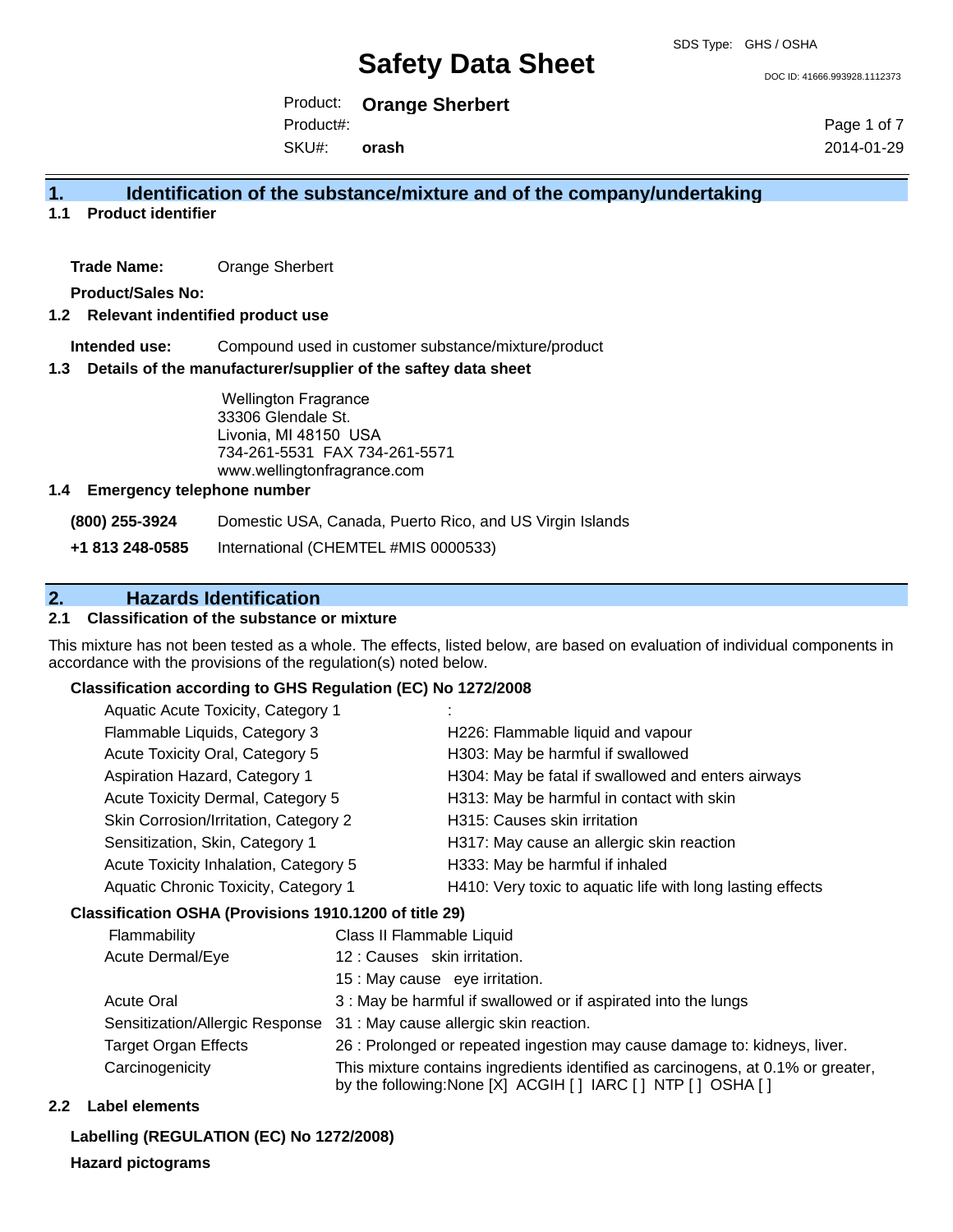# Safety Data Sheet

SDS Type: GHS / OSHA

DOC ID: 41666.993928.1112373

Product: **Orange Sherbert**
Product#:
SKU#: **orash**

2014-01-29

## 1. Identification of the substance/mixture and of the company/undertaking

### 1.1 Product identifier

**Trade Name:** Orange Sherbert

**Product/Sales No:**

### 1.2 Relevant indentified product use

**Intended use:** Compound used in customer substance/mixture/product

### 1.3 Details of the manufacturer/supplier of the saftey data sheet

Wellington Fragrance
33306 Glendale St.
Livonia, MI 48150 USA
734-261-5531 FAX 734-261-5571
www.wellingtonfragrance.com

### 1.4 Emergency telephone number

**(800) 255-3924** Domestic USA, Canada, Puerto Rico, and US Virgin Islands

**+1 813 248-0585** International (CHEMTEL #MIS 0000533)

## 2. Hazards Identification

### 2.1 Classification of the substance or mixture

This mixture has not been tested as a whole. The effects, listed below, are based on evaluation of individual components in accordance with the provisions of the regulation(s) noted below.

**Classification according to GHS Regulation (EC) No 1272/2008**

| | |
|---|---|
| Aquatic Acute Toxicity, Category 1 | : |
| Flammable Liquids, Category 3 | H226: Flammable liquid and vapour |
| Acute Toxicity Oral, Category 5 | H303: May be harmful if swallowed |
| Aspiration Hazard, Category 1 | H304: May be fatal if swallowed and enters airways |
| Acute Toxicity Dermal, Category 5 | H313: May be harmful in contact with skin |
| Skin Corrosion/Irritation, Category 2 | H315: Causes skin irritation |
| Sensitization, Skin, Category 1 | H317: May cause an allergic skin reaction |
| Acute Toxicity Inhalation, Category 5 | H333: May be harmful if inhaled |
| Aquatic Chronic Toxicity, Category 1 | H410: Very toxic to aquatic life with long lasting effects |

**Classification OSHA (Provisions 1910.1200 of title 29)**

| | |
|---|---|
| Flammability | Class II Flammable Liquid |
| Acute Dermal/Eye | 12 : Causes skin irritation. |
| | 15 : May cause eye irritation. |
| Acute Oral | 3 : May be harmful if swallowed or if aspirated into the lungs |
| Sensitization/Allergic Response | 31 : May cause allergic skin reaction. |
| Target Organ Effects | 26 : Prolonged or repeated ingestion may cause damage to: kidneys, liver. |
| Carcinogenicity | This mixture contains ingredients identified as carcinogens, at 0.1% or greater, by the following:None [X] ACGIH [ ] IARC [ ] NTP [ ] OSHA [ ] |

### 2.2 Label elements

**Labelling (REGULATION (EC) No 1272/2008)**

**Hazard pictograms**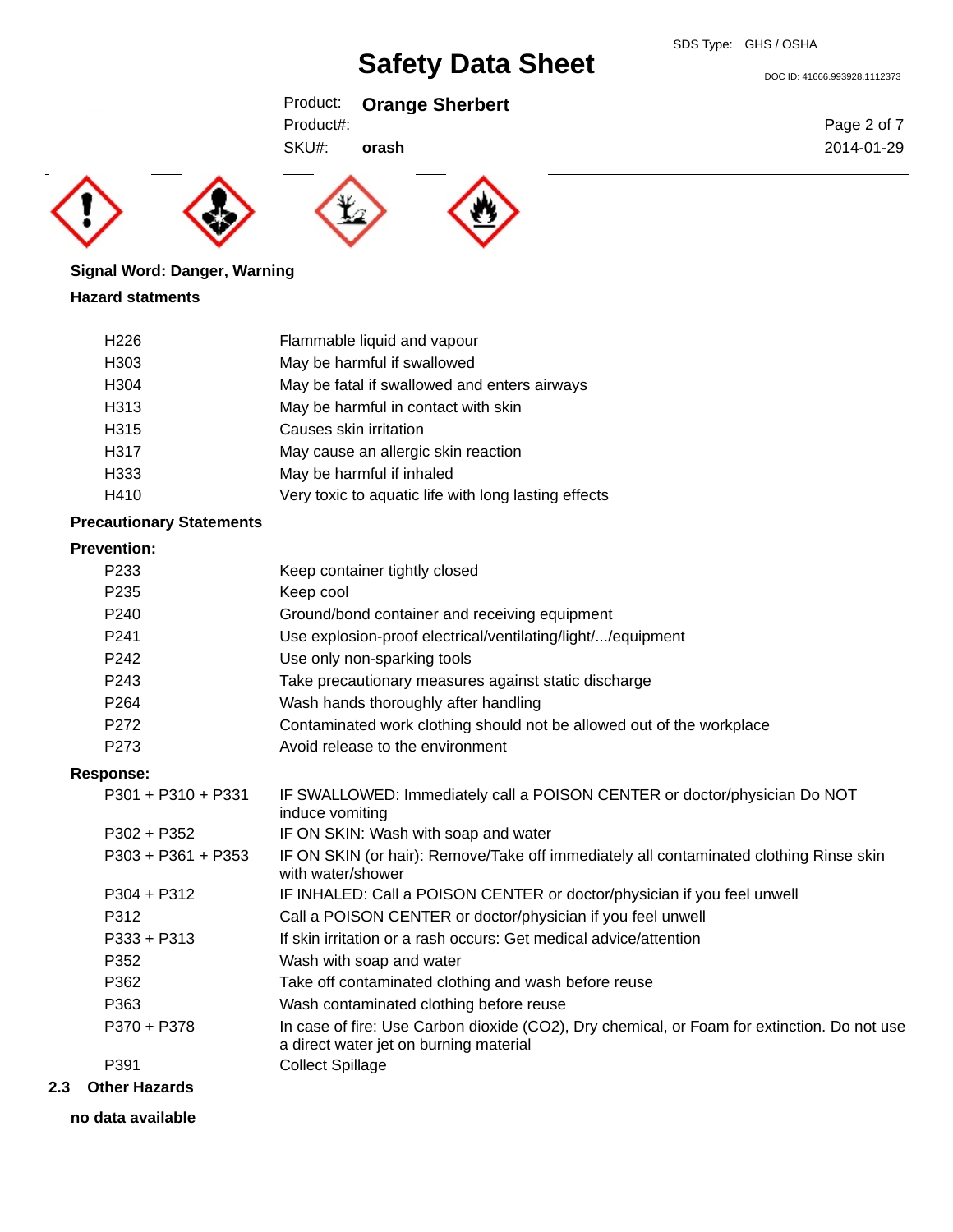**Signal Word: Danger, Warning**

**Hazard statments**

| | |
|---|---|
| H226 | Flammable liquid and vapour |
| H303 | May be harmful if swallowed |
| H304 | May be fatal if swallowed and enters airways |
| H313 | May be harmful in contact with skin |
| H315 | Causes skin irritation |
| H317 | May cause an allergic skin reaction |
| H333 | May be harmful if inhaled |
| H410 | Very toxic to aquatic life with long lasting effects |

**Precautionary Statements**

**Prevention:**

| | |
|---|---|
| P233 | Keep container tightly closed |
| P235 | Keep cool |
| P240 | Ground/bond container and receiving equipment |
| P241 | Use explosion-proof electrical/ventilating/light/.../equipment |
| P242 | Use only non-sparking tools |
| P243 | Take precautionary measures against static discharge |
| P264 | Wash hands thoroughly after handling |
| P272 | Contaminated work clothing should not be allowed out of the workplace |
| P273 | Avoid release to the environment |

**Response:**

| | |
|---|---|
| P301 + P310 + P331 | IF SWALLOWED: Immediately call a POISON CENTER or doctor/physician Do NOT induce vomiting |
| P302 + P352 | IF ON SKIN: Wash with soap and water |
| P303 + P361 + P353 | IF ON SKIN (or hair): Remove/Take off immediately all contaminated clothing Rinse skin with water/shower |
| P304 + P312 | IF INHALED: Call a POISON CENTER or doctor/physician if you feel unwell |
| P312 | Call a POISON CENTER or doctor/physician if you feel unwell |
| P333 + P313 | If skin irritation or a rash occurs: Get medical advice/attention |
| P352 | Wash with soap and water |
| P362 | Take off contaminated clothing and wash before reuse |
| P363 | Wash contaminated clothing before reuse |
| P370 + P378 | In case of fire: Use Carbon dioxide ($CO_2$), Dry chemical, or Foam for extinction. Do not use a direct water jet on burning material |
| P391 | Collect Spillage |

## 2.3 Other Hazards

**no data available**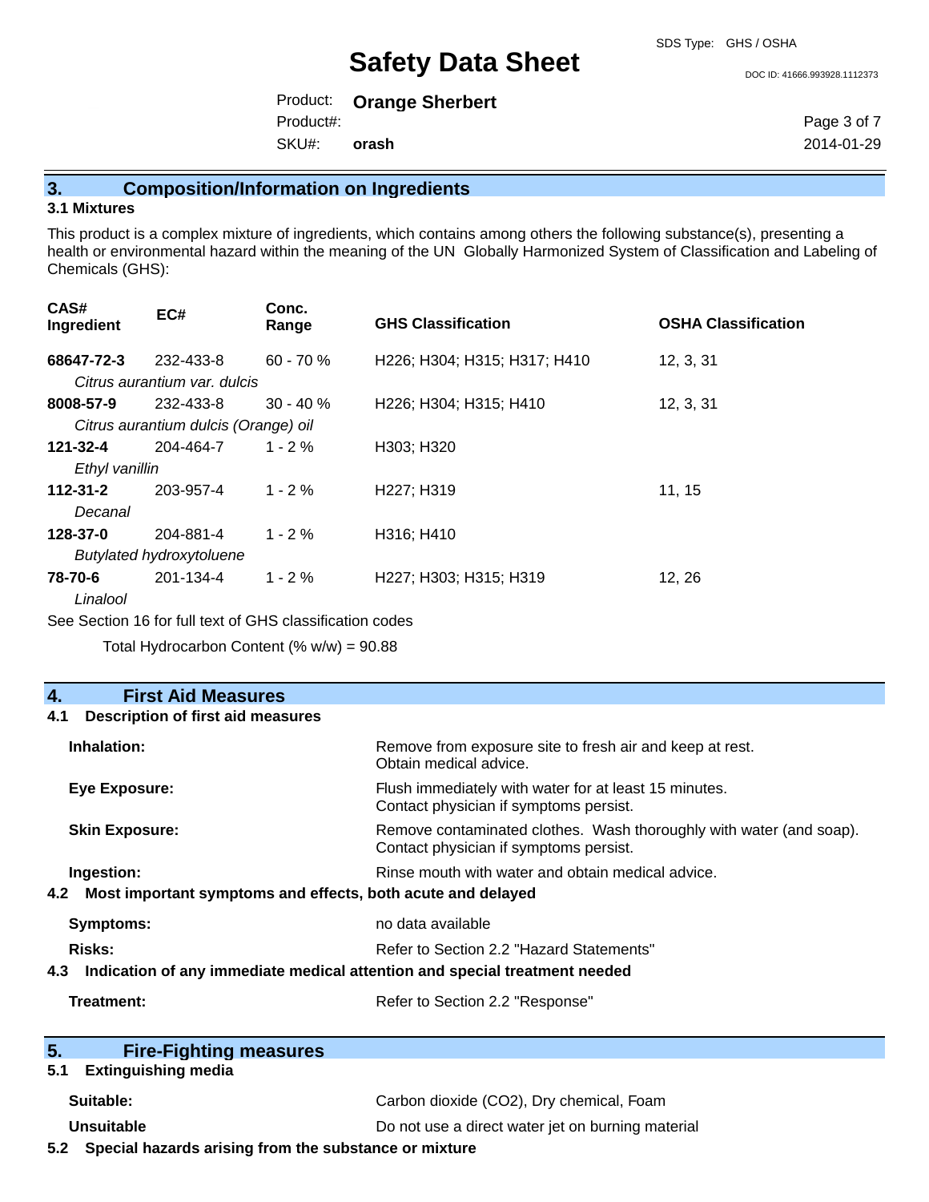## 3. Composition/Information on Ingredients

### 3.1 Mixtures

This product is a complex mixture of ingredients, which contains among others the following substance(s), presenting a health or environmental hazard within the meaning of the UN Globally Harmonized System of Classification and Labeling of Chemicals (GHS):

| CAS# Ingredient | EC# | Conc. Range | GHS Classification | OSHA Classification |
|---|---|---|---|---|
| **68647-72-3** *Citrus aurantium var. dulcis* | 232-433-8 | 60 - 70 % | H226; H304; H315; H317; H410 | 12, 3, 31 |
| **8008-57-9** *Citrus aurantium dulcis (Orange) oil* | 232-433-8 | 30 - 40 % | H226; H304; H315; H410 | 12, 3, 31 |
| **121-32-4** *Ethyl vanillin* | 204-464-7 | 1 - 2 % | H303; H320 | |
| **112-31-2** *Decanal* | 203-957-4 | 1 - 2 % | H227; H319 | 11, 15 |
| **128-37-0** *Butylated hydroxytoluene* | 204-881-4 | 1 - 2 % | H316; H410 | |
| **78-70-6** *Linalool* | 201-134-4 | 1 - 2 % | H227; H303; H315; H319 | 12, 26 |

See Section 16 for full text of GHS classification codes

Total Hydrocarbon Content (% w/w) = 90.88

## 4. First Aid Measures

### 4.1 Description of first aid measures

**Inhalation:** Remove from exposure site to fresh air and keep at rest. Obtain medical advice.

**Eye Exposure:** Flush immediately with water for at least 15 minutes. Contact physician if symptoms persist.

**Skin Exposure:** Remove contaminated clothes. Wash thoroughly with water (and soap). Contact physician if symptoms persist.

**Ingestion:** Rinse mouth with water and obtain medical advice.

### 4.2 Most important symptoms and effects, both acute and delayed

**Symptoms:** no data available

**Risks:** Refer to Section 2.2 "Hazard Statements"

### 4.3 Indication of any immediate medical attention and special treatment needed

**Treatment:** Refer to Section 2.2 "Response"

## 5. Fire-Fighting measures

### 5.1 Extinguishing media

**Suitable:** Carbon dioxide ($CO_2$), Dry chemical, Foam

**Unsuitable** Do not use a direct water jet on burning material

### 5.2 Special hazards arising from the substance or mixture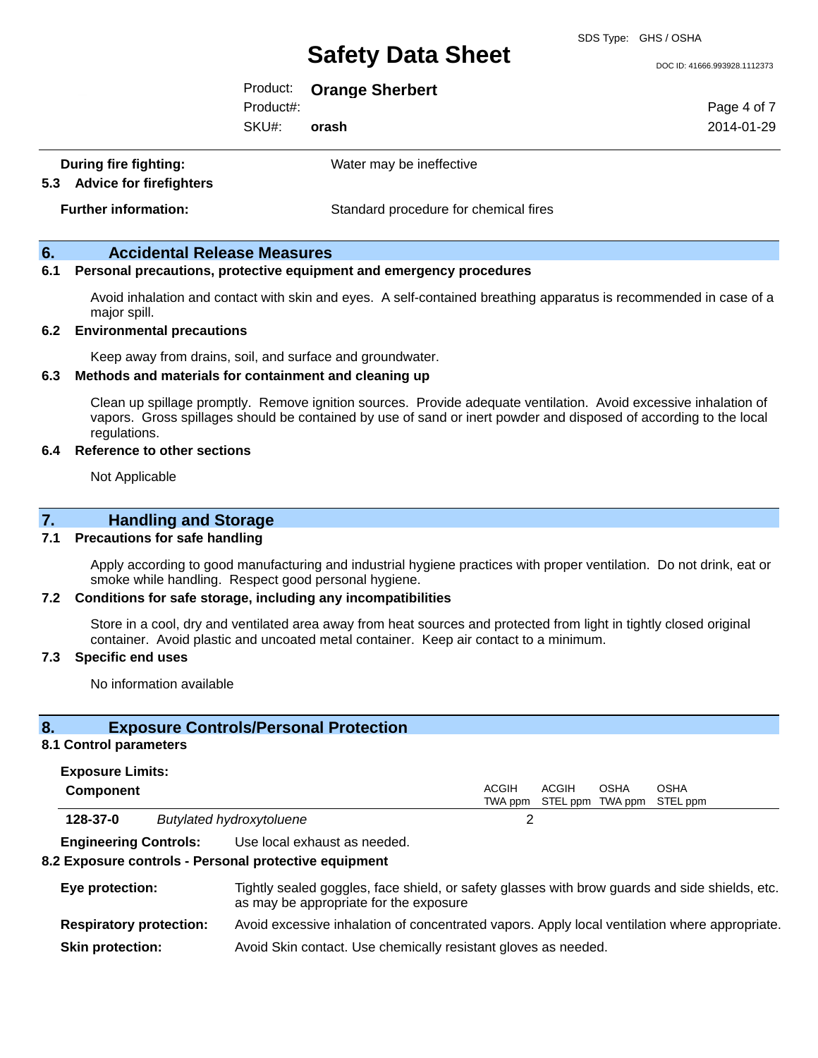**During fire fighting:** Water may be ineffective

### 5.3 Advice for firefighters

**Further information:** Standard procedure for chemical fires

## 6. Accidental Release Measures

### 6.1 Personal precautions, protective equipment and emergency procedures

Avoid inhalation and contact with skin and eyes. A self-contained breathing apparatus is recommended in case of a major spill.

### 6.2 Environmental precautions

Keep away from drains, soil, and surface and groundwater.

### 6.3 Methods and materials for containment and cleaning up

Clean up spillage promptly. Remove ignition sources. Provide adequate ventilation. Avoid excessive inhalation of vapors. Gross spillages should be contained by use of sand or inert powder and disposed of according to the local regulations.

### 6.4 Reference to other sections

Not Applicable

## 7. Handling and Storage

### 7.1 Precautions for safe handling

Apply according to good manufacturing and industrial hygiene practices with proper ventilation. Do not drink, eat or smoke while handling. Respect good personal hygiene.

### 7.2 Conditions for safe storage, including any incompatibilities

Store in a cool, dry and ventilated area away from heat sources and protected from light in tightly closed original container. Avoid plastic and uncoated metal container. Keep air contact to a minimum.

### 7.3 Specific end uses

No information available

## 8. Exposure Controls/Personal Protection

### 8.1 Control parameters

**Exposure Limits:**

| Component | | ACGIH TWA ppm | ACGIH STEL ppm | OSHA TWA ppm | OSHA STEL ppm |
|---|---|---|---|---|---|
| 128-37-0 | *Butylated hydroxytoluene* | 2 | | | |

**Engineering Controls:** Use local exhaust as needed.

### 8.2 Exposure controls - Personal protective equipment

**Eye protection:** Tightly sealed goggles, face shield, or safety glasses with brow guards and side shields, etc. as may be appropriate for the exposure

**Respiratory protection:** Avoid excessive inhalation of concentrated vapors. Apply local ventilation where appropriate.

**Skin protection:** Avoid Skin contact. Use chemically resistant gloves as needed.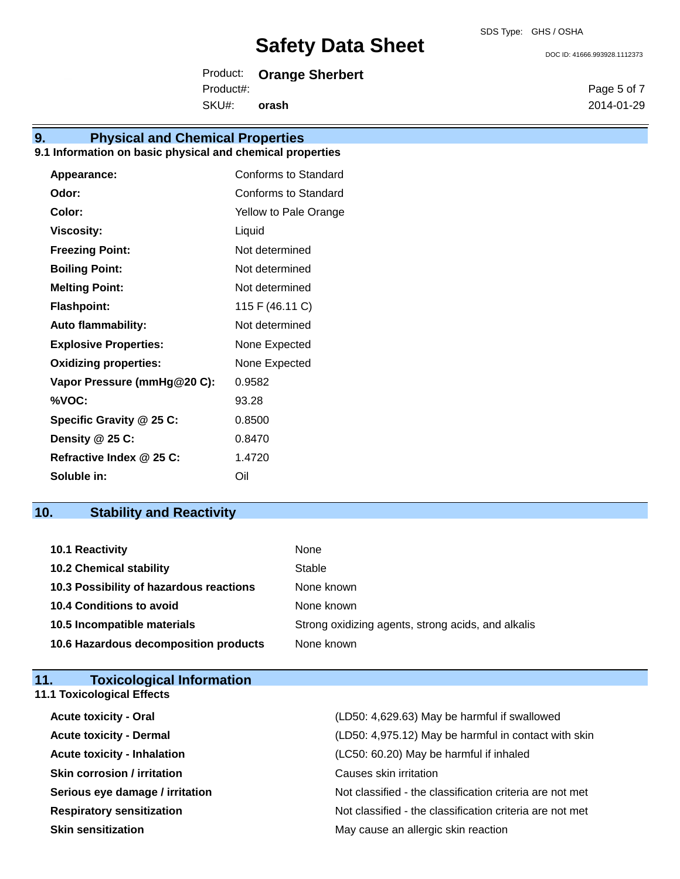## 9. Physical and Chemical Properties

### 9.1 Information on basic physical and chemical properties

| Property | Value |
|---|---|
| **Appearance:** | Conforms to Standard |
| **Odor:** | Conforms to Standard |
| **Color:** | Yellow to Pale Orange |
| **Viscosity:** | Liquid |
| **Freezing Point:** | Not determined |
| **Boiling Point:** | Not determined |
| **Melting Point:** | Not determined |
| **Flashpoint:** | 115 F (46.11 C) |
| **Auto flammability:** | Not determined |
| **Explosive Properties:** | None Expected |
| **Oxidizing properties:** | None Expected |
| **Vapor Pressure (mmHg@20 C):** | 0.9582 |
| **%VOC:** | 93.28 |
| **Specific Gravity @ 25 C:** | 0.8500 |
| **Density @ 25 C:** | 0.8470 |
| **Refractive Index @ 25 C:** | 1.4720 |
| **Soluble in:** | Oil |

## 10. Stability and Reactivity

| Item | Value |
|---|---|
| **10.1 Reactivity** | None |
| **10.2 Chemical stability** | Stable |
| **10.3 Possibility of hazardous reactions** | None known |
| **10.4 Conditions to avoid** | None known |
| **10.5 Incompatible materials** | Strong oxidizing agents, strong acids, and alkalis |
| **10.6 Hazardous decomposition products** | None known |

## 11. Toxicological Information

### 11.1 Toxicological Effects

| Effect | Value |
|---|---|
| **Acute toxicity - Oral** | (LD50: 4,629.63) May be harmful if swallowed |
| **Acute toxicity - Dermal** | (LD50: 4,975.12) May be harmful in contact with skin |
| **Acute toxicity - Inhalation** | (LC50: 60.20) May be harmful if inhaled |
| **Skin corrosion / irritation** | Causes skin irritation |
| **Serious eye damage / irritation** | Not classified - the classification criteria are not met |
| **Respiratory sensitization** | Not classified - the classification criteria are not met |
| **Skin sensitization** | May cause an allergic skin reaction |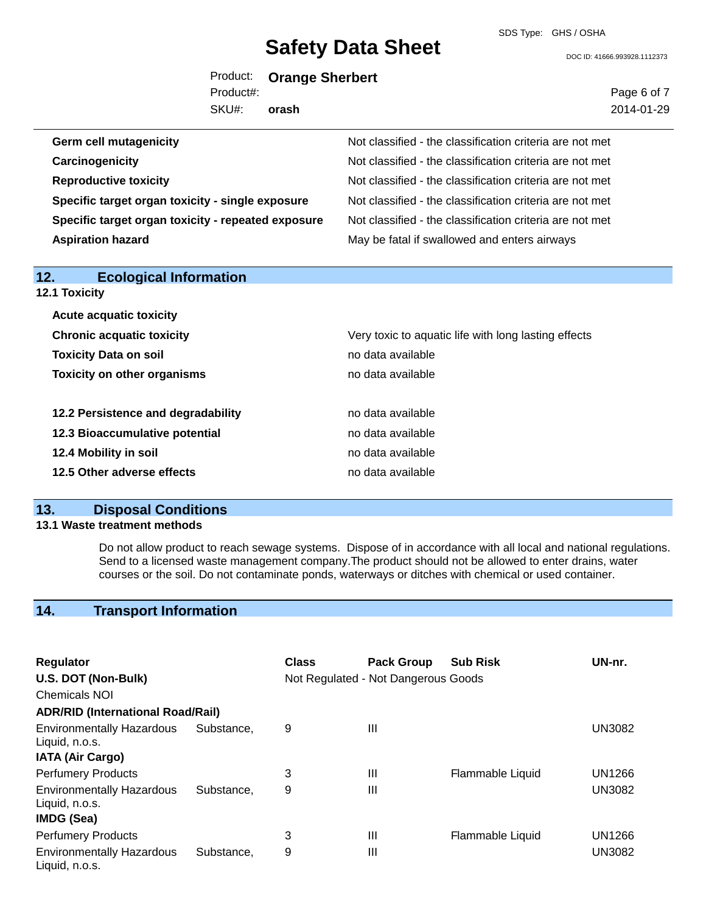| | |
|---|---|
| **Germ cell mutagenicity** | Not classified - the classification criteria are not met |
| **Carcinogenicity** | Not classified - the classification criteria are not met |
| **Reproductive toxicity** | Not classified - the classification criteria are not met |
| **Specific target organ toxicity - single exposure** | Not classified - the classification criteria are not met |
| **Specific target organ toxicity - repeated exposure** | Not classified - the classification criteria are not met |
| **Aspiration hazard** | May be fatal if swallowed and enters airways |

## 12. Ecological Information

### 12.1 Toxicity

| | |
|---|---|
| **Acute acquatic toxicity** | |
| **Chronic acquatic toxicity** | Very toxic to aquatic life with long lasting effects |
| **Toxicity Data on soil** | no data available |
| **Toxicity on other organisms** | no data available |

| | |
|---|---|
| **12.2 Persistence and degradability** | no data available |
| **12.3 Bioaccumulative potential** | no data available |
| **12.4 Mobility in soil** | no data available |
| **12.5 Other adverse effects** | no data available |

## 13. Disposal Conditions

### 13.1 Waste treatment methods

Do not allow product to reach sewage systems. Dispose of in accordance with all local and national regulations. Send to a licensed waste management company.The product should not be allowed to enter drains, water courses or the soil. Do not contaminate ponds, waterways or ditches with chemical or used container.

## 14. Transport Information

| Regulator | Class | Pack Group | Sub Risk | UN-nr. |
|---|---|---|---|---|
| **U.S. DOT (Non-Bulk)** | Not Regulated - Not Dangerous Goods | | | |
| Chemicals NOI | | | | |
| **ADR/RID (International Road/Rail)** | | | | |
| Environmentally Hazardous Substance, Liquid, n.o.s. | 9 | III | | UN3082 |
| **IATA (Air Cargo)** | | | | |
| Perfumery Products | 3 | III | Flammable Liquid | UN1266 |
| Environmentally Hazardous Substance, Liquid, n.o.s. | 9 | III | | UN3082 |
| **IMDG (Sea)** | | | | |
| Perfumery Products | 3 | III | Flammable Liquid | UN1266 |
| Environmentally Hazardous Substance, Liquid, n.o.s. | 9 | III | | UN3082 |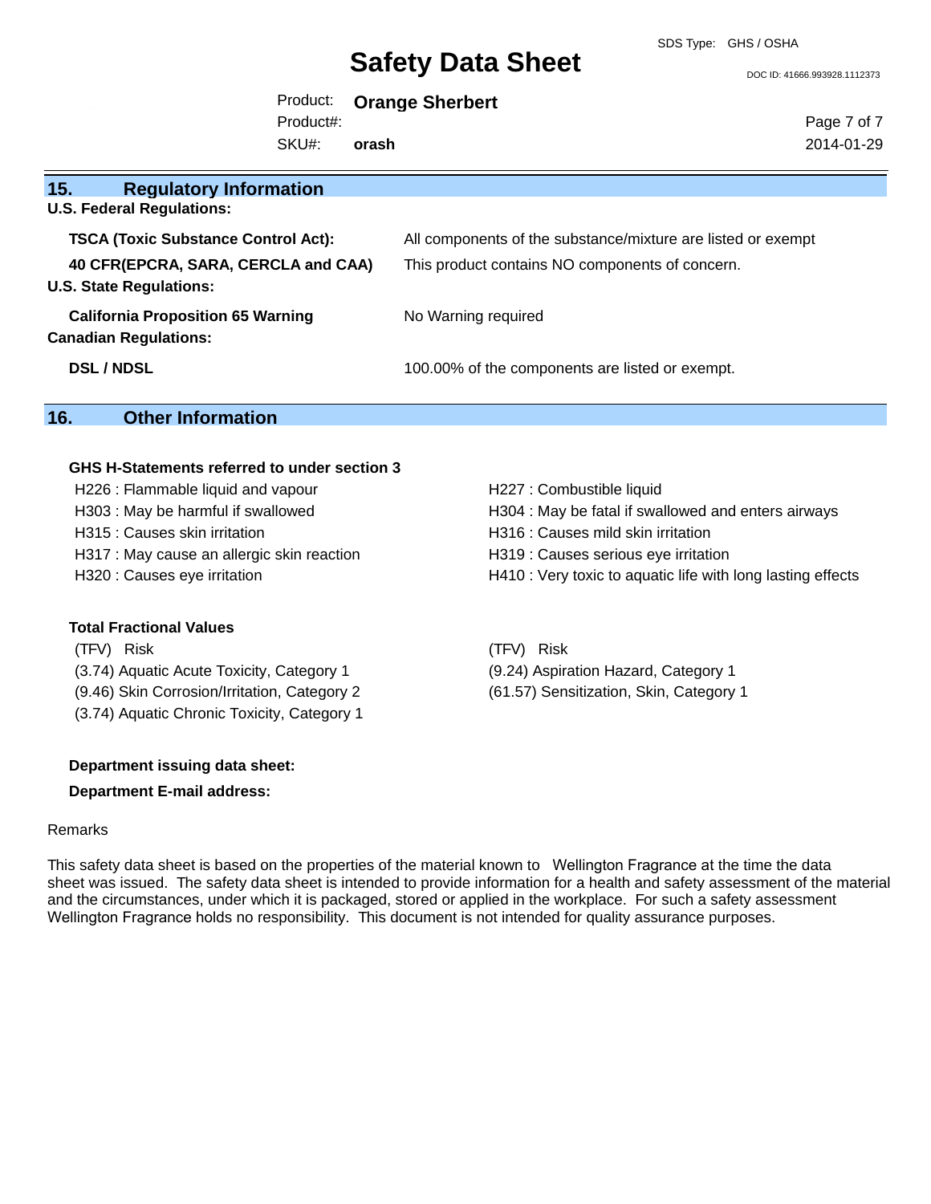# Safety Data Sheet

SDS Type: GHS / OSHA

DOC ID: 41666.993928.1112373

Product: **Orange Sherbert**
Product#:
SKU#: **orash**

2014-01-29

## 15. Regulatory Information

**U.S. Federal Regulations:**

| | |
|---|---|
| **TSCA (Toxic Substance Control Act):** | All components of the substance/mixture are listed or exempt |
| **40 CFR(EPCRA, SARA, CERCLA and CAA)** | This product contains NO components of concern. |

**U.S. State Regulations:**

| | |
|---|---|
| **California Proposition 65 Warning** | No Warning required |

**Canadian Regulations:**

| | |
|---|---|
| **DSL / NDSL** | 100.00% of the components are listed or exempt. |

## 16. Other Information

**GHS H-Statements referred to under section 3**

H226 : Flammable liquid and vapour
H227 : Combustible liquid
H303 : May be harmful if swallowed
H304 : May be fatal if swallowed and enters airways
H315 : Causes skin irritation
H316 : Causes mild skin irritation
H317 : May cause an allergic skin reaction
H319 : Causes serious eye irritation
H320 : Causes eye irritation
H410 : Very toxic to aquatic life with long lasting effects

**Total Fractional Values**

(TFV) Risk
(3.74) Aquatic Acute Toxicity, Category 1
(9.46) Skin Corrosion/Irritation, Category 2
(3.74) Aquatic Chronic Toxicity, Category 1

(TFV) Risk
(9.24) Aspiration Hazard, Category 1
(61.57) Sensitization, Skin, Category 1

**Department issuing data sheet:**

**Department E-mail address:**

Remarks

This safety data sheet is based on the properties of the material known to Wellington Fragrance at the time the data sheet was issued. The safety data sheet is intended to provide information for a health and safety assessment of the material and the circumstances, under which it is packaged, stored or applied in the workplace. For such a safety assessment Wellington Fragrance holds no responsibility. This document is not intended for quality assurance purposes.